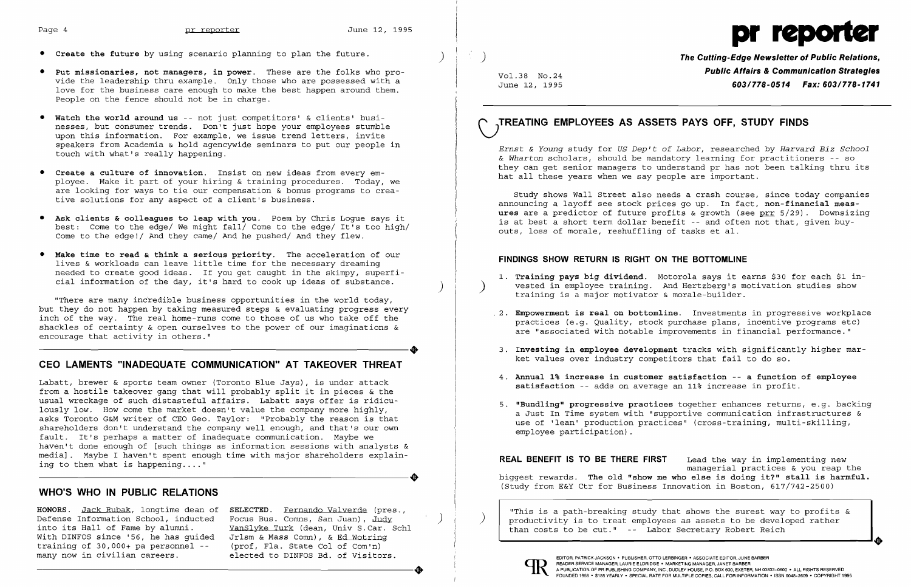- **Create the future** by using scenario planning to plan the future.

- **Put missionaries, not managers, in power.** These are the folks who provide the leadership thru example. Only those who are possessed with a love for the business care enough to make the best happen around them. People on the fence should not be in charge.

- **Watch the world around us** -- not just competitors' & clients' businesses, but consumer trends. Don't just hope your employees stumble upon this information. For example, we issue trend letters, invite speakers from Academia & hold agencywide seminars to put our people in touch with what's really happening.

- **Create a culture of innovation.** Insist on new ideas from every employee. Make it part of your hiring & training procedures. Today, we are looking for ways to tie our compensation & bonus programs to creative solutions for any aspect of a client's business.

- **Ask clients & colleagues to leap with you.** Poem by Chris Logue says it best: Come to the edge/ We might fall/ Come to the edge/ It's too high/ Come to the edge!/ And they came/ And he pushed/ And they flew.

- **Make time to read & think a serious priority.** The acceleration of our lives & workloads can leave little time for the necessary dreaming needed to create good ideas. If you get caught in the skimpy, superficial information of the day, it's hard to cook up ideas of substance.

"There are many incredible business opportunities in the world today, but they do not happen by taking measured steps & evaluating progress every inch of the way. The real home-runs come to those of us who take off the shackles of certainty & open ourselves to the power of our imaginations & encourage that activity in others."

## CEO LAMENTS "INADEQUATE COMMUNICATION" AT TAKEOVER THREAT

Labatt, brewer & sports team owner (Toronto Blue Jays), is under attack from a hostile takeover gang that will probably split it in pieces & the usual wreckage of such distasteful affairs. Labatt says offer is ridiculously low. How come the market doesn't value the company more highly, asks Toronto G&M writer of CEO Geo. Taylor: "Probably the reason is that shareholders don't understand the company well enough, and that's our own fault. It's perhaps a matter of inadequate communication. Maybe we haven't done enough of [such things as information sessions with analysts & media]. Maybe I haven't spent enough time with major shareholders explaining to them what is happening...."

## WHO'S WHO IN PUBLIC RELATIONS

**HONORS.** Jack Rubak, longtime dean of Defense Information School, inducted into its Hall of Fame by alumni. With DINFOS since '56, he has guided training of 30,000+ pa personnel -- many now in civilian careers.

**SELECTED.** Fernando Valverde (pres., Focus Bus. Comns, San Juan), Judy VanSlyke Turk (dean, Univ S.Car. Schl Jrlsm & Mass Comn), & Ed Wotring (prof, Fla. State Col of Com'n) elected to DINFOS Bd. of Visitors.

# pr reporter

**The Cutting-Edge Newsletter of Public Relations, Public Affairs & Communication Strategies**
**603/778-0514 Fax: 603/778-1741**

Vol.38 No.24
June 12, 1995

## TREATING EMPLOYEES AS ASSETS PAYS OFF, STUDY FINDS

*Ernst & Young* study for *US Dep't of Labor*, researched by *Harvard Biz School & Wharton* scholars, should be mandatory learning for practitioners -- so they can get senior managers to understand pr has not been talking thru its hat all these years when we say people are important.

Study shows Wall Street also needs a crash course, since today companies announcing a layoff see stock prices go up. In fact, **non-financial measures** are a predictor of future profits & growth (see prr 5/29). Downsizing is at best a short term dollar benefit -- and often not that, given buyouts, loss of morale, reshuffling of tasks et al.

### FINDINGS SHOW RETURN IS RIGHT ON THE BOTTOMLINE

1. **Training pays big dividend.** Motorola says it earns $30 for each $1 invested in employee training. And Hertzberg's motivation studies show training is a major motivator & morale-builder.

2. **Empowerment is real on bottomline.** Investments in progressive workplace practices (e.g. Quality, stock purchase plans, incentive programs etc) are "associated with notable improvements in financial performance."

3. **Investing in employee development** tracks with significantly higher market values over industry competitors that fail to do so.

4. **Annual 1% increase in customer satisfaction -- a function of employee satisfaction** -- adds on average an 11% increase in profit.

5. **"Bundling" progressive practices** together enhances returns, e.g. backing a Just In Time system with "supportive communication infrastructures & use of 'lean' production practices" (cross-training, multi-skilling, employee participation).

**REAL BENEFIT IS TO BE THERE FIRST** Lead the way in implementing new managerial practices & you reap the biggest rewards. **The old "show me who else is doing it?" stall is harmful.** (Study from E&Y Ctr for Business Innovation in Boston, 617/742-2500)

"This is a path-breaking study that shows the surest way to profits & productivity is to treat employees as assets to be developed rather than costs to be cut." -- Labor Secretary Robert Reich

EDITOR, PATRICK JACKSON • PUBLISHER, OTTO LERBINGER • ASSOCIATE EDITOR, JUNE BARBER
READER SERVICE MANAGER, LAURIE ELDRIDGE • MARKETING MANAGER, JANET BARBER
A PUBLICATION OF PR PUBLISHING COMPANY, INC. DUDLEY HOUSE, P.O. BOX 600, EXETER, NH 03833-0600 • ALL RIGHTS RESERVED
FOUNDED 1958 • $185 YEARLY • SPECIAL RATE FOR MULTIPLE COPIES; CALL FOR INFORMATION • ISSN 0048-2609 • COPYRIGHT 1995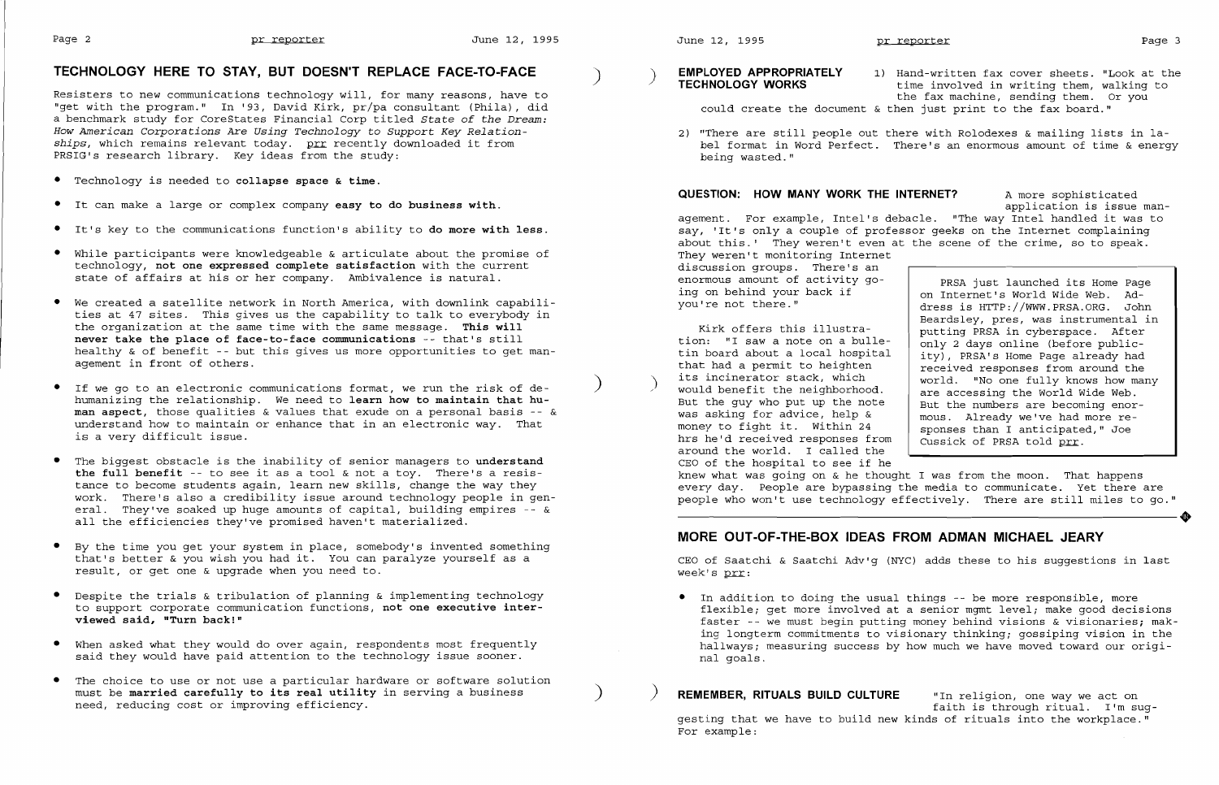## TECHNOLOGY HERE TO STAY, BUT DOESN'T REPLACE FACE-TO-FACE

Resisters to new communications technology will, for many reasons, have to "get with the program." In '93, David Kirk, pr/pa consultant (Phila), did a benchmark study for CoreStates Financial Corp titled *State of the Dream: How American Corporations Are Using Technology to Support Key Relationships*, which remains relevant today. prr recently downloaded it from PRSIG's research library. Key ideas from the study:

- Technology is needed to **collapse space & time**.
- It can make a large or complex company **easy to do business with**.
- It's key to the communications function's ability to **do more with less**.
- While participants were knowledgeable & articulate about the promise of technology, **not one expressed complete satisfaction** with the current state of affairs at his or her company. Ambivalence is natural.
- We created a satellite network in North America, with downlink capabilities at 47 sites. This gives us the capability to talk to everybody in the organization at the same time with the same message. **This will never take the place of face-to-face communications** -- that's still healthy & of benefit -- but this gives us more opportunities to get management in front of others.
- If we go to an electronic communications format, we run the risk of dehumanizing the relationship. We need to **learn how to maintain that human aspect**, those qualities & values that exude on a personal basis -- & understand how to maintain or enhance that in an electronic way. That is a very difficult issue.
- The biggest obstacle is the inability of senior managers to **understand the full benefit** -- to see it as a tool & not a toy. There's a resistance to become students again, learn new skills, change the way they work. There's also a credibility issue around technology people in general. They've soaked up huge amounts of capital, building empires -- & all the efficiencies they've promised haven't materialized.
- By the time you get your system in place, somebody's invented something that's better & you wish you had it. You can paralyze yourself as a result, or get one & upgrade when you need to.
- Despite the trials & tribulation of planning & implementing technology to support corporate communication functions, **not one executive interviewed said, "Turn back!"**
- When asked what they would do over again, respondents most frequently said they would have paid attention to the technology issue sooner.
- The choice to use or not use a particular hardware or software solution must be **married carefully to its real utility** in serving a business need, reducing cost or improving efficiency.

**EMPLOYED APPROPRIATELY TECHNOLOGY WORKS** 1) Hand-written fax cover sheets. "Look at the time involved in writing them, walking to the fax machine, sending them. Or you could create the document & then just print to the fax board."

2) "There are still people out there with Rolodexes & mailing lists in label format in Word Perfect. There's an enormous amount of time & energy being wasted."

**QUESTION: HOW MANY WORK THE INTERNET?** A more sophisticated application is issue management. For example, Intel's debacle. "The way Intel handled it was to say, 'It's only a couple of professor geeks on the Internet complaining about this.' They weren't even at the scene of the crime, so to speak. They weren't monitoring Internet discussion groups. There's an enormous amount of activity going on behind your back if you're not there."

Kirk offers this illustration: "I saw a note on a bulletin board about a local hospital that had a permit to heighten its incinerator stack, which would benefit the neighborhood. But the guy who put up the note was asking for advice, help & money to fight it. Within 24 hrs he'd received responses from around the world. I called the CEO of the hospital to see if he knew what was going on & he thought I was from the moon. That happens every day. People are bypassing the media to communicate. Yet there are people who won't use technology effectively. There are still miles to go."

> PRSA just launched its Home Page on Internet's World Wide Web. Address is HTTP://WWW.PRSA.ORG. John Beardsley, pres, was instrumental in putting PRSA in cyberspace. After only 2 days online (before publicity), PRSA's Home Page already had received responses from around the world. "No one fully knows how many are accessing the World Wide Web. But the numbers are becoming enormous. Already we've had more responses than I anticipated," Joe Cussick of PRSA told prr.

## MORE OUT-OF-THE-BOX IDEAS FROM ADMAN MICHAEL JEARY

CEO of Saatchi & Saatchi Adv'g (NYC) adds these to his suggestions in last week's prr:

- In addition to doing the usual things -- be more responsible, more flexible; get more involved at a senior mgmt level; make good decisions faster -- we must begin putting money behind visions & visionaries; making longterm commitments to visionary thinking; gossiping vision in the hallways; measuring success by how much we have moved toward our original goals.

**REMEMBER, RITUALS BUILD CULTURE** "In religion, one way we act on faith is through ritual. I'm suggesting that we have to build new kinds of rituals into the workplace." For example: